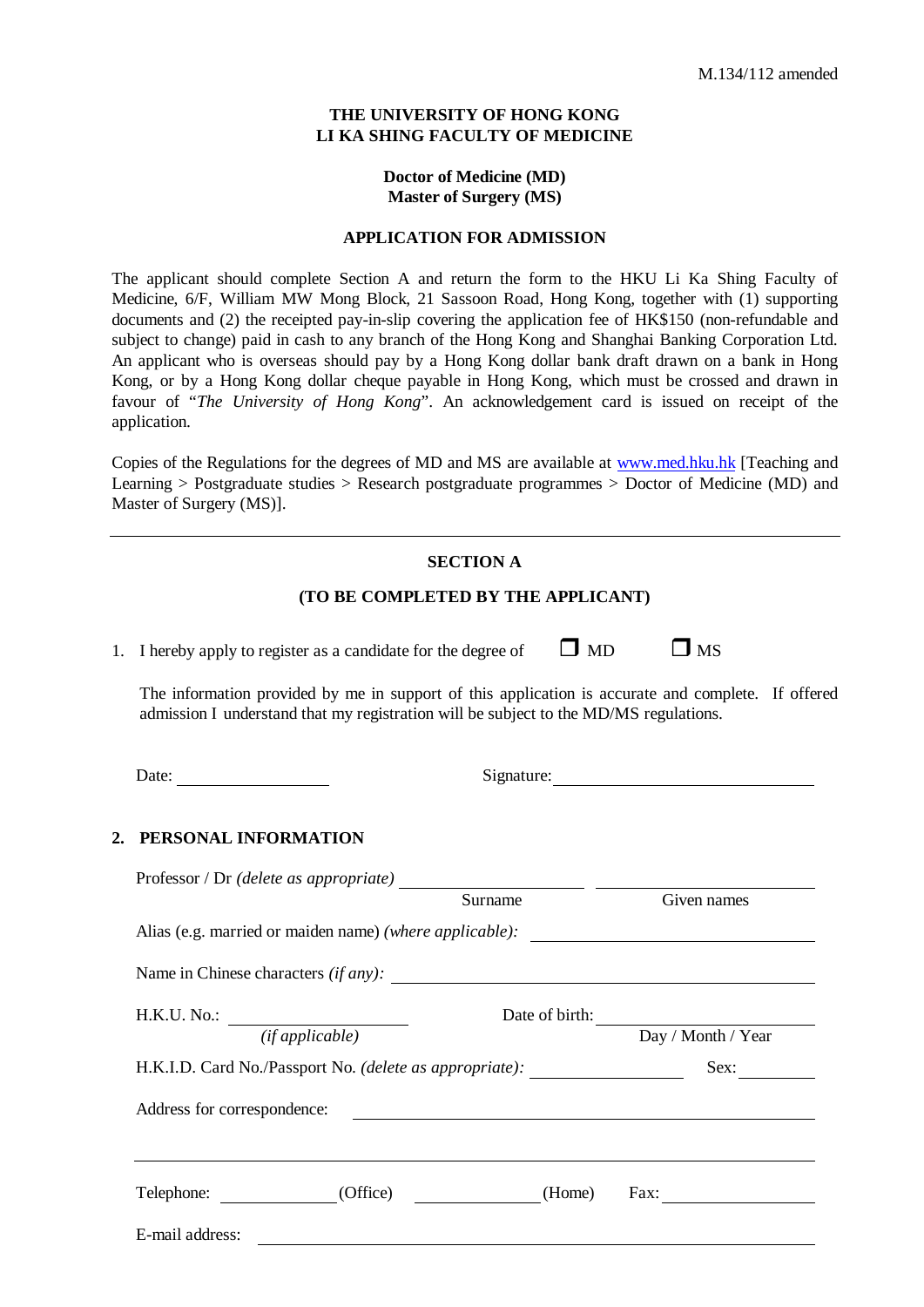M.134/112 amended

**THE UNIVERSITY OF HONG KONG**
**LI KA SHING FACULTY OF MEDICINE**

**Doctor of Medicine (MD)**
**Master of Surgery (MS)**

**APPLICATION FOR ADMISSION**

The applicant should complete Section A and return the form to the HKU Li Ka Shing Faculty of Medicine, 6/F, William MW Mong Block, 21 Sassoon Road, Hong Kong, together with (1) supporting documents and (2) the receipted pay-in-slip covering the application fee of HK$150 (non-refundable and subject to change) paid in cash to any branch of the Hong Kong and Shanghai Banking Corporation Ltd. An applicant who is overseas should pay by a Hong Kong dollar bank draft drawn on a bank in Hong Kong, or by a Hong Kong dollar cheque payable in Hong Kong, which must be crossed and drawn in favour of "*The University of Hong Kong*". An acknowledgement card is issued on receipt of the application.

Copies of the Regulations for the degrees of MD and MS are available at www.med.hku.hk [Teaching and Learning > Postgraduate studies > Research postgraduate programmes > Doctor of Medicine (MD) and Master of Surgery (MS)].

---

**SECTION A**

**(TO BE COMPLETED BY THE APPLICANT)**

1. I hereby apply to register as a candidate for the degree of ☐ MD ☐ MS

   The information provided by me in support of this application is accurate and complete. If offered admission I understand that my registration will be subject to the MD/MS regulations.

   Date: ____________________ Signature: ________________________________

**2. PERSONAL INFORMATION**

Professor / Dr *(delete as appropriate)* ____________________ ____________________
Surname Given names

Alias (e.g. married or maiden name) *(where applicable)*: ________________________________

Name in Chinese characters *(if any)*: ________________________________

H.K.U. No.: ____________________ *(if applicable)* Date of birth: ____________________ Day / Month / Year

H.K.I.D. Card No./Passport No. *(delete as appropriate)*: ____________________ Sex: __________

Address for correspondence: ________________________________

________________________________

Telephone: ______________ (Office) ______________ (Home) Fax: ______________

E-mail address: ________________________________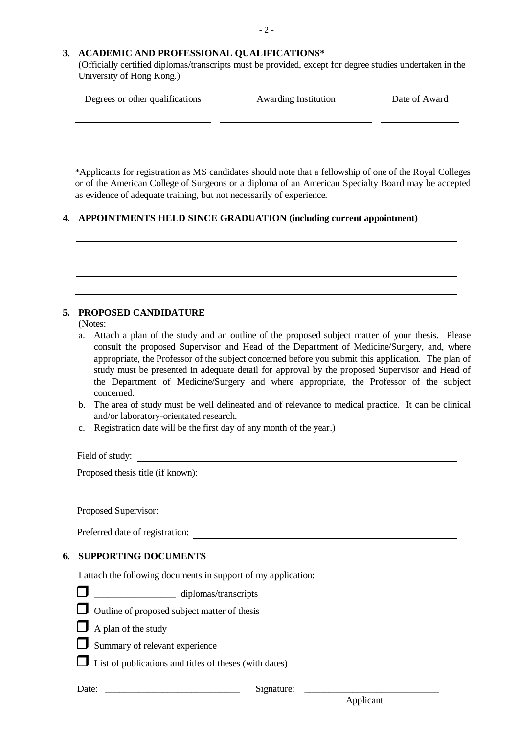## 3. ACADEMIC AND PROFESSIONAL QUALIFICATIONS*

(Officially certified diplomas/transcripts must be provided, except for degree studies undertaken in the University of Hong Kong.)

| Degrees or other qualifications | Awarding Institution | Date of Award |
| --- | --- | --- |
| | | |
| | | |
| | | |

*Applicants for registration as MS candidates should note that a fellowship of one of the Royal Colleges or of the American College of Surgeons or a diploma of an American Specialty Board may be accepted as evidence of adequate training, but not necessarily of experience.

## 4. APPOINTMENTS HELD SINCE GRADUATION (including current appointment)

______________________________________________________________

______________________________________________________________

______________________________________________________________

______________________________________________________________

## 5. PROPOSED CANDIDATURE

(Notes:

a. Attach a plan of the study and an outline of the proposed subject matter of your thesis. Please consult the proposed Supervisor and Head of the Department of Medicine/Surgery, and, where appropriate, the Professor of the subject concerned before you submit this application. The plan of study must be presented in adequate detail for approval by the proposed Supervisor and Head of the Department of Medicine/Surgery and where appropriate, the Professor of the subject concerned.
b. The area of study must be well delineated and of relevance to medical practice. It can be clinical and/or laboratory-orientated research.
c. Registration date will be the first day of any month of the year.)

Field of study: ______________________________________________

Proposed thesis title (if known):

______________________________________________________________

Proposed Supervisor: __________________________________________

Preferred date of registration: ___________________________________

## 6. SUPPORTING DOCUMENTS

I attach the following documents in support of my application:

- ☐ _________________ diplomas/transcripts
- ☐ Outline of proposed subject matter of thesis
- ☐ A plan of the study
- ☐ Summary of relevant experience
- ☐ List of publications and titles of theses (with dates)

Date: ____________________________ Signature: ____________________________

Applicant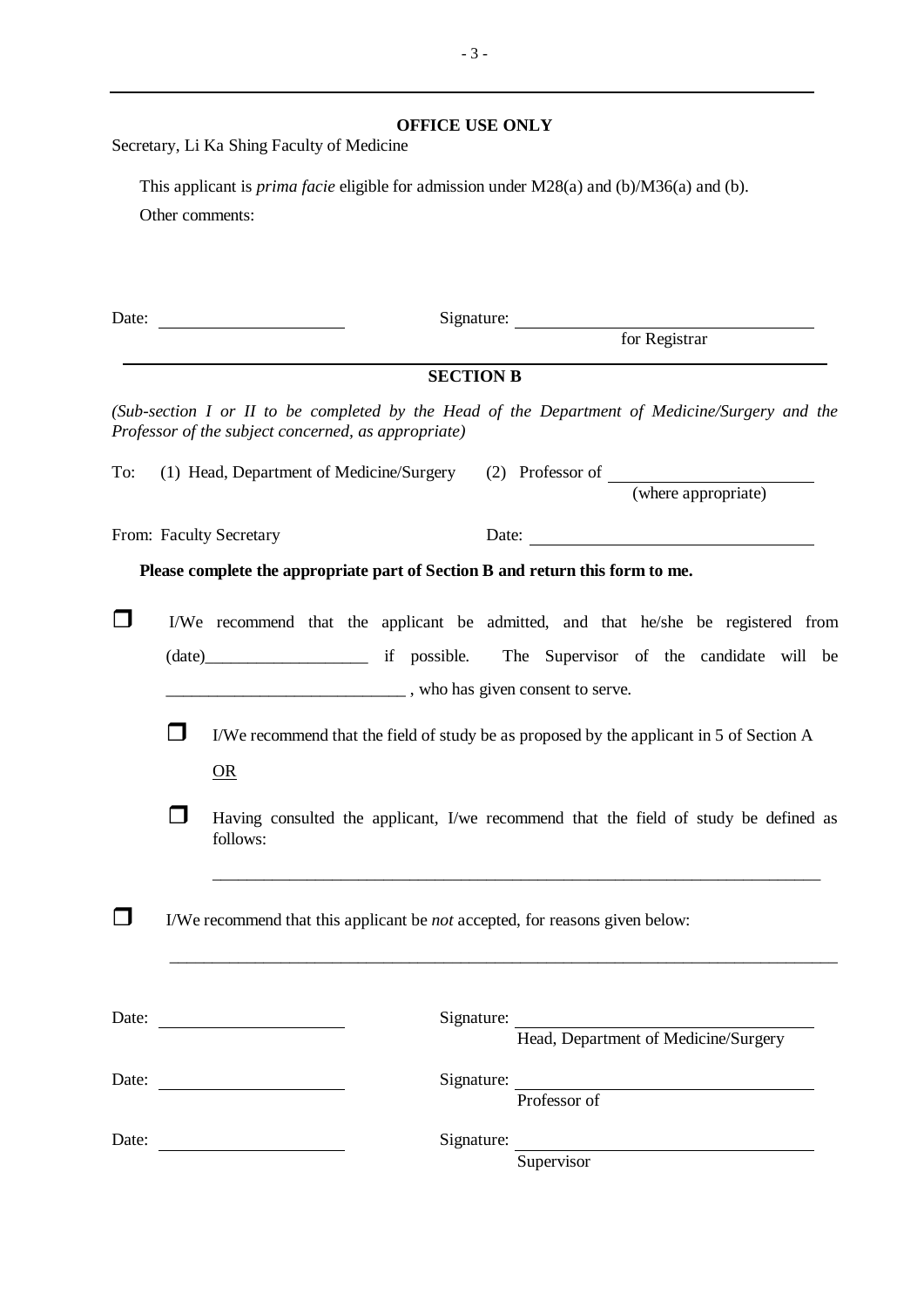**OFFICE USE ONLY**

Secretary, Li Ka Shing Faculty of Medicine

This applicant is *prima facie* eligible for admission under M28(a) and (b)/M36(a) and (b).

Other comments:

Date: ____________________ Signature: ______________________________
for Registrar

**SECTION B**

*(Sub-section I or II to be completed by the Head of the Department of Medicine/Surgery and the Professor of the subject concerned, as appropriate)*

To: (1) Head, Department of Medicine/Surgery (2) Professor of ____________________
(where appropriate)

From: Faculty Secretary Date: ______________________________

**Please complete the appropriate part of Section B and return this form to me.**

- ☐ I/We recommend that the applicant be admitted, and that he/she be registered from (date)___________________ if possible. The Supervisor of the candidate will be ____________________________ , who has given consent to serve.

  - ☐ I/We recommend that the field of study be as proposed by the applicant in 5 of Section A

    OR

  - ☐ Having consulted the applicant, I/we recommend that the field of study be defined as follows:

    ___________________________________________________________________________

- ☐ I/We recommend that this applicant be *not* accepted, for reasons given below:

  ___________________________________________________________________________

Date: ____________________ Signature: ______________________________
Head, Department of Medicine/Surgery

Date: ____________________ Signature: ______________________________
Professor of

Date: ____________________ Signature: ______________________________
Supervisor